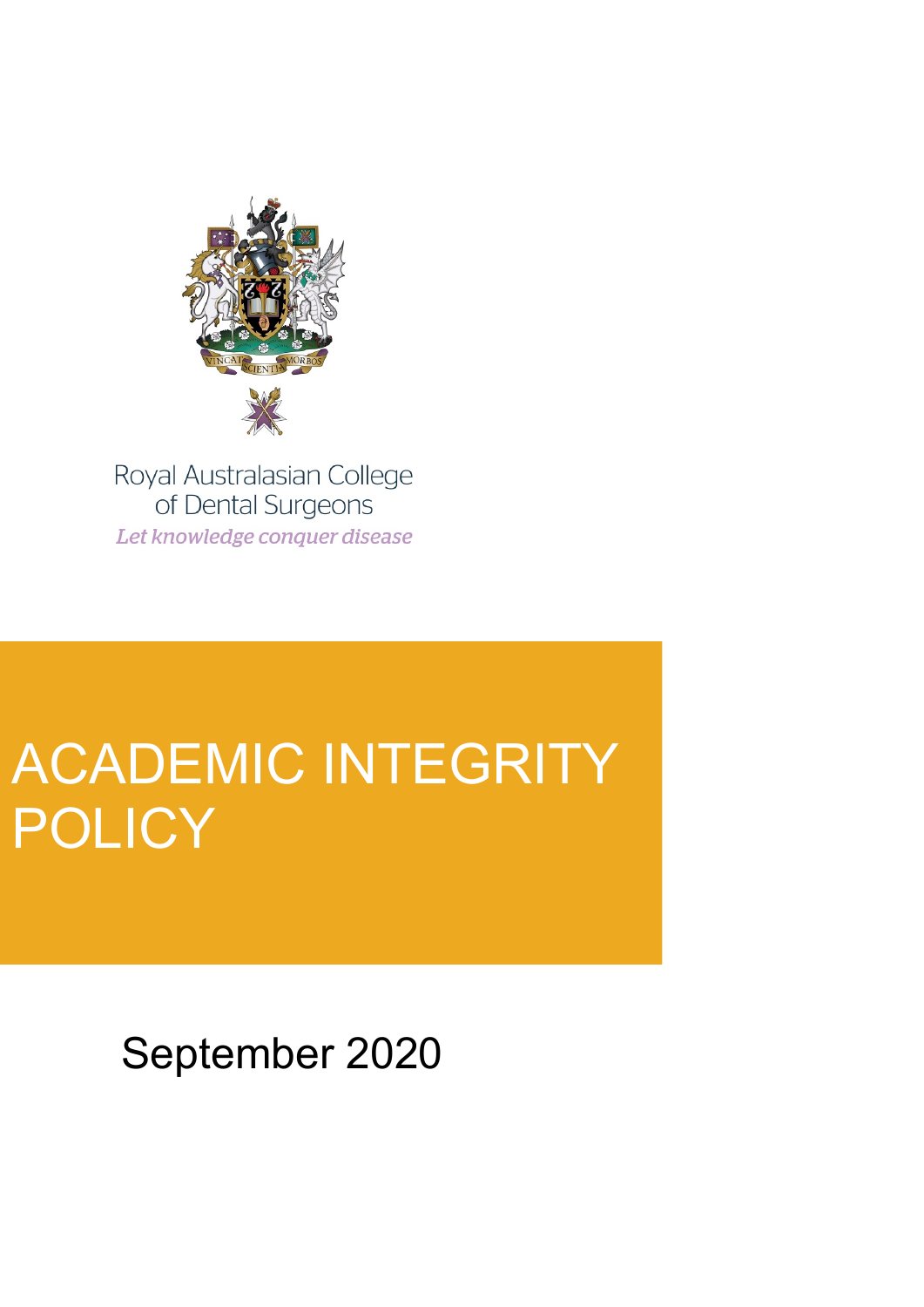Royal Australasian College of Dental Surgeons

*Let knowledge conquer disease*

# ACADEMIC INTEGRITY POLICY

September 2020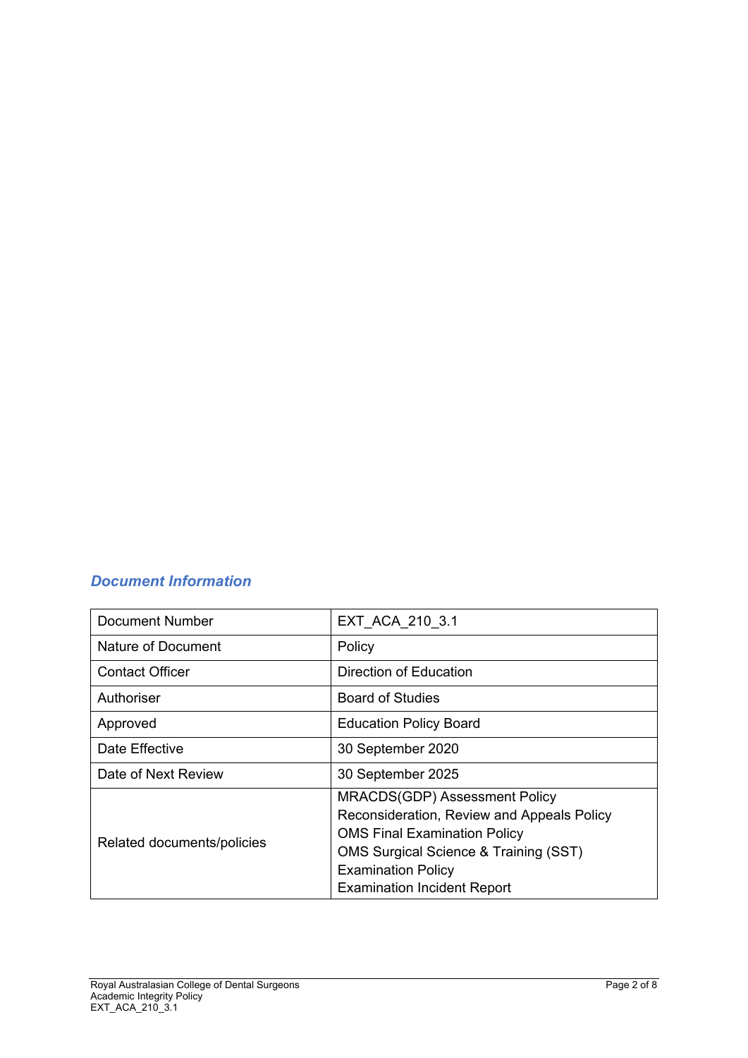## *Document Information*

| Document Number | EXT_ACA_210_3.1 |
| --- | --- |
| Nature of Document | Policy |
| Contact Officer | Direction of Education |
| Authoriser | Board of Studies |
| Approved | Education Policy Board |
| Date Effective | 30 September 2020 |
| Date of Next Review | 30 September 2025 |
| Related documents/policies | MRACDS(GDP) Assessment Policy<br>Reconsideration, Review and Appeals Policy<br>OMS Final Examination Policy<br>OMS Surgical Science & Training (SST) Examination Policy<br>Examination Incident Report |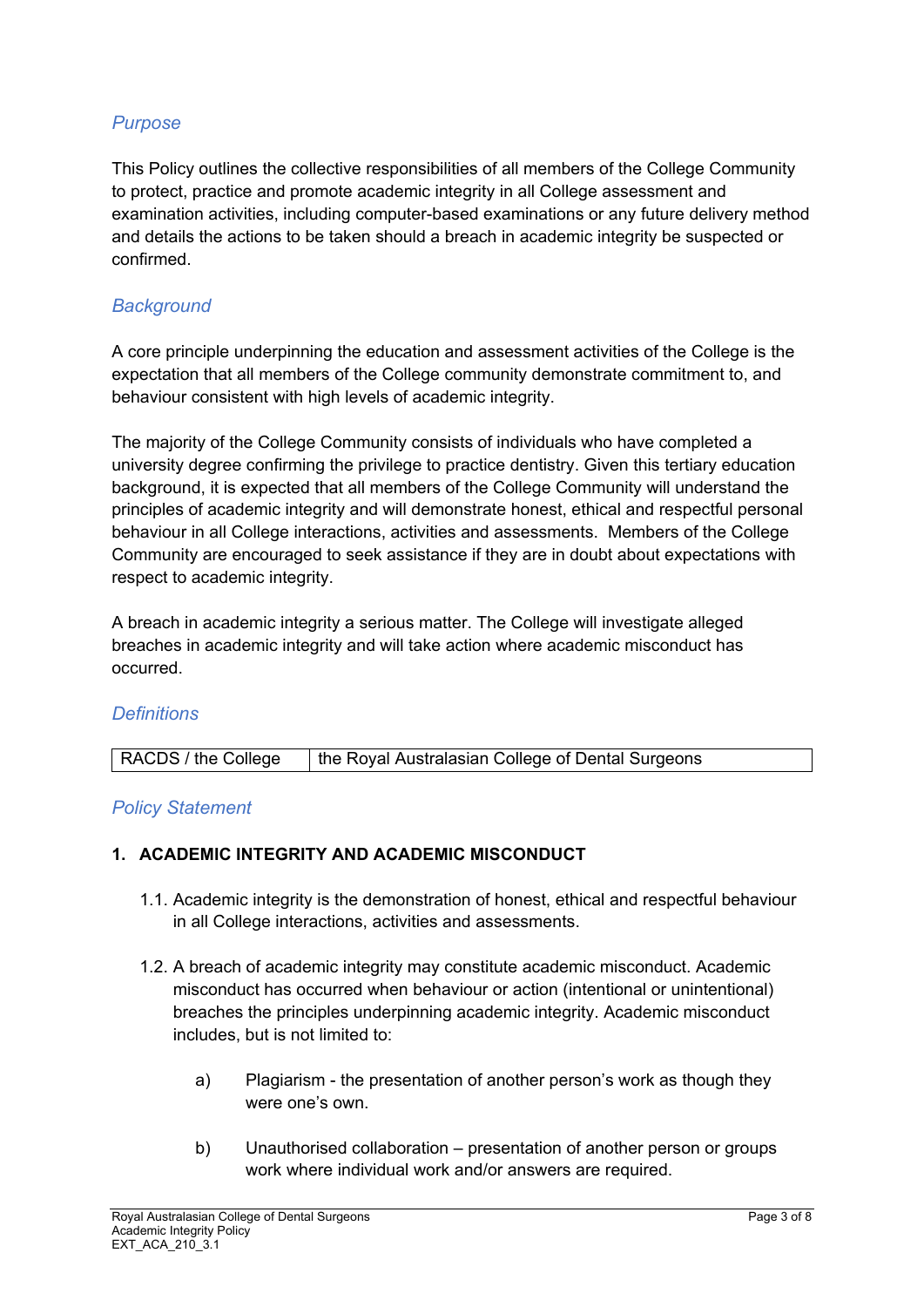## *Purpose*

This Policy outlines the collective responsibilities of all members of the College Community to protect, practice and promote academic integrity in all College assessment and examination activities, including computer-based examinations or any future delivery method and details the actions to be taken should a breach in academic integrity be suspected or confirmed.

## *Background*

A core principle underpinning the education and assessment activities of the College is the expectation that all members of the College community demonstrate commitment to, and behaviour consistent with high levels of academic integrity.

The majority of the College Community consists of individuals who have completed a university degree confirming the privilege to practice dentistry. Given this tertiary education background, it is expected that all members of the College Community will understand the principles of academic integrity and will demonstrate honest, ethical and respectful personal behaviour in all College interactions, activities and assessments. Members of the College Community are encouraged to seek assistance if they are in doubt about expectations with respect to academic integrity.

A breach in academic integrity a serious matter. The College will investigate alleged breaches in academic integrity and will take action where academic misconduct has occurred.

## *Definitions*

| RACDS / the College | the Royal Australasian College of Dental Surgeons |
|---|---|

## *Policy Statement*

### 1. ACADEMIC INTEGRITY AND ACADEMIC MISCONDUCT

1.1. Academic integrity is the demonstration of honest, ethical and respectful behaviour in all College interactions, activities and assessments.

1.2. A breach of academic integrity may constitute academic misconduct. Academic misconduct has occurred when behaviour or action (intentional or unintentional) breaches the principles underpinning academic integrity. Academic misconduct includes, but is not limited to:

a) Plagiarism - the presentation of another person's work as though they were one's own.

b) Unauthorised collaboration – presentation of another person or groups work where individual work and/or answers are required.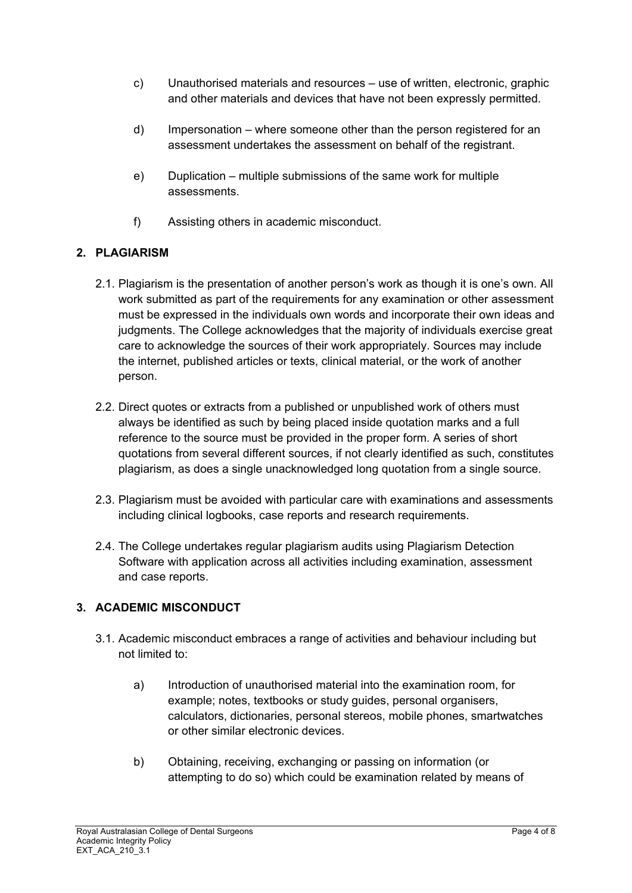c) Unauthorised materials and resources – use of written, electronic, graphic and other materials and devices that have not been expressly permitted.

d) Impersonation – where someone other than the person registered for an assessment undertakes the assessment on behalf of the registrant.

e) Duplication – multiple submissions of the same work for multiple assessments.

f) Assisting others in academic misconduct.

## 2. PLAGIARISM

2.1. Plagiarism is the presentation of another person's work as though it is one's own. All work submitted as part of the requirements for any examination or other assessment must be expressed in the individuals own words and incorporate their own ideas and judgments. The College acknowledges that the majority of individuals exercise great care to acknowledge the sources of their work appropriately. Sources may include the internet, published articles or texts, clinical material, or the work of another person.

2.2. Direct quotes or extracts from a published or unpublished work of others must always be identified as such by being placed inside quotation marks and a full reference to the source must be provided in the proper form. A series of short quotations from several different sources, if not clearly identified as such, constitutes plagiarism, as does a single unacknowledged long quotation from a single source.

2.3. Plagiarism must be avoided with particular care with examinations and assessments including clinical logbooks, case reports and research requirements.

2.4. The College undertakes regular plagiarism audits using Plagiarism Detection Software with application across all activities including examination, assessment and case reports.

## 3. ACADEMIC MISCONDUCT

3.1. Academic misconduct embraces a range of activities and behaviour including but not limited to:

a) Introduction of unauthorised material into the examination room, for example; notes, textbooks or study guides, personal organisers, calculators, dictionaries, personal stereos, mobile phones, smartwatches or other similar electronic devices.

b) Obtaining, receiving, exchanging or passing on information (or attempting to do so) which could be examination related by means of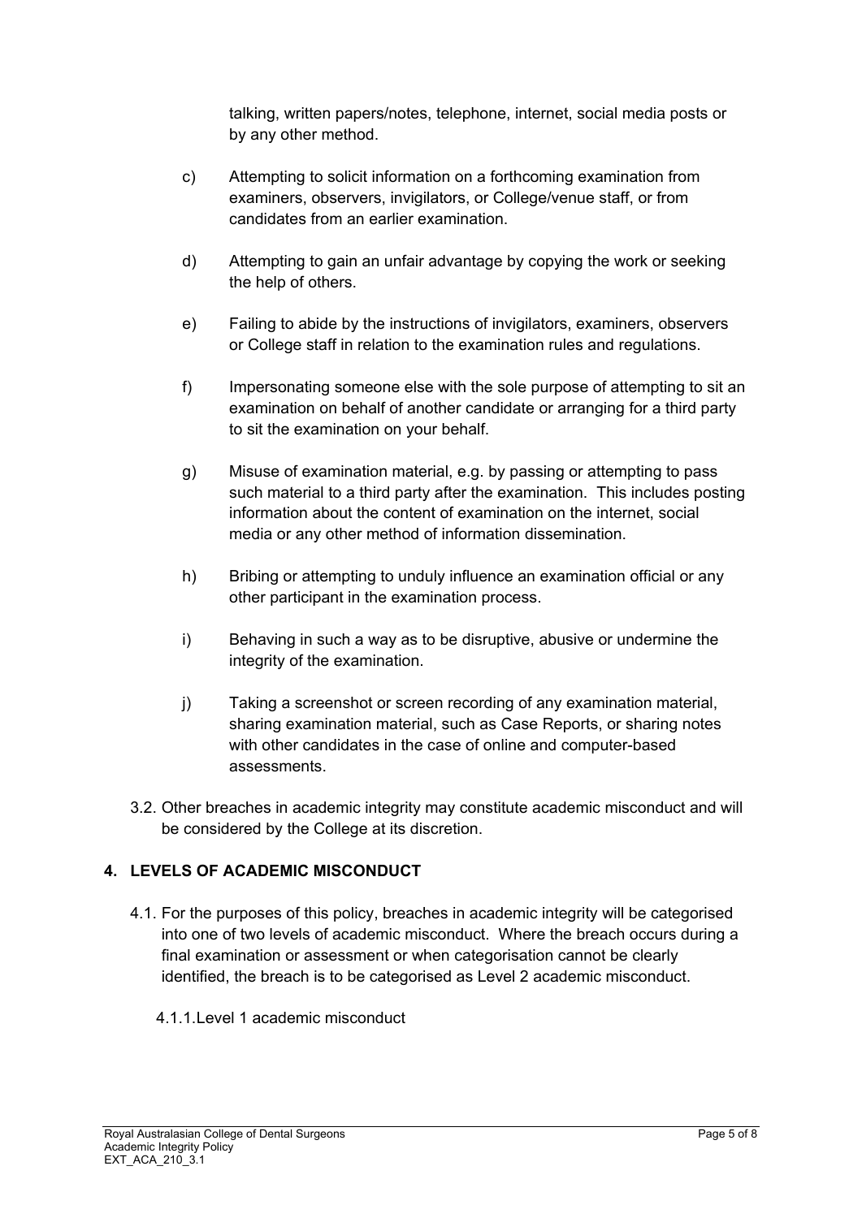talking, written papers/notes, telephone, internet, social media posts or by any other method.

c) Attempting to solicit information on a forthcoming examination from examiners, observers, invigilators, or College/venue staff, or from candidates from an earlier examination.

d) Attempting to gain an unfair advantage by copying the work or seeking the help of others.

e) Failing to abide by the instructions of invigilators, examiners, observers or College staff in relation to the examination rules and regulations.

f) Impersonating someone else with the sole purpose of attempting to sit an examination on behalf of another candidate or arranging for a third party to sit the examination on your behalf.

g) Misuse of examination material, e.g. by passing or attempting to pass such material to a third party after the examination. This includes posting information about the content of examination on the internet, social media or any other method of information dissemination.

h) Bribing or attempting to unduly influence an examination official or any other participant in the examination process.

i) Behaving in such a way as to be disruptive, abusive or undermine the integrity of the examination.

j) Taking a screenshot or screen recording of any examination material, sharing examination material, such as Case Reports, or sharing notes with other candidates in the case of online and computer-based assessments.

3.2. Other breaches in academic integrity may constitute academic misconduct and will be considered by the College at its discretion.

## 4. LEVELS OF ACADEMIC MISCONDUCT

4.1. For the purposes of this policy, breaches in academic integrity will be categorised into one of two levels of academic misconduct. Where the breach occurs during a final examination or assessment or when categorisation cannot be clearly identified, the breach is to be categorised as Level 2 academic misconduct.

4.1.1. Level 1 academic misconduct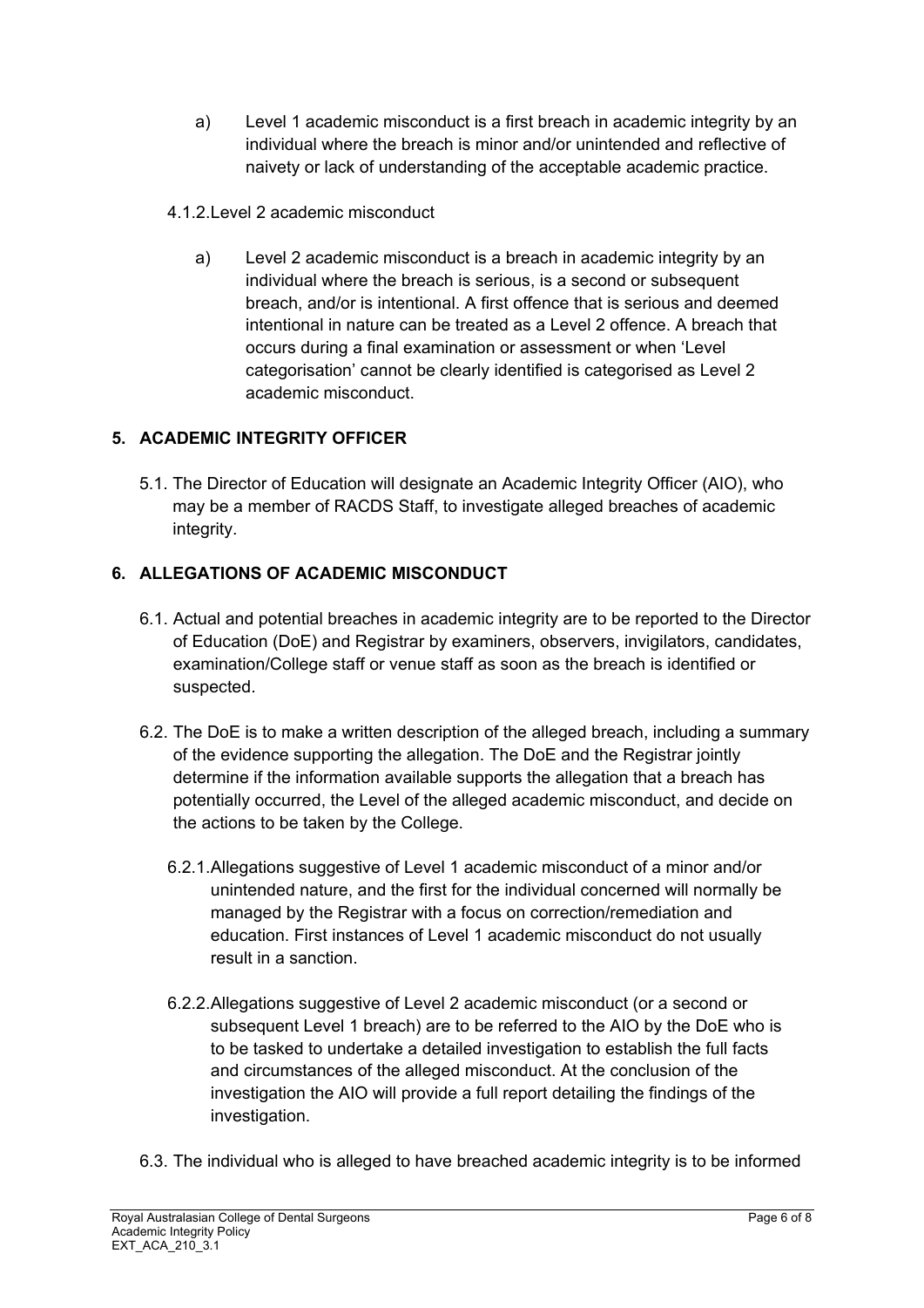a) Level 1 academic misconduct is a first breach in academic integrity by an individual where the breach is minor and/or unintended and reflective of naivety or lack of understanding of the acceptable academic practice.

4.1.2. Level 2 academic misconduct

a) Level 2 academic misconduct is a breach in academic integrity by an individual where the breach is serious, is a second or subsequent breach, and/or is intentional. A first offence that is serious and deemed intentional in nature can be treated as a Level 2 offence. A breach that occurs during a final examination or assessment or when 'Level categorisation' cannot be clearly identified is categorised as Level 2 academic misconduct.

## 5. ACADEMIC INTEGRITY OFFICER

5.1. The Director of Education will designate an Academic Integrity Officer (AIO), who may be a member of RACDS Staff, to investigate alleged breaches of academic integrity.

## 6. ALLEGATIONS OF ACADEMIC MISCONDUCT

6.1. Actual and potential breaches in academic integrity are to be reported to the Director of Education (DoE) and Registrar by examiners, observers, invigilators, candidates, examination/College staff or venue staff as soon as the breach is identified or suspected.

6.2. The DoE is to make a written description of the alleged breach, including a summary of the evidence supporting the allegation. The DoE and the Registrar jointly determine if the information available supports the allegation that a breach has potentially occurred, the Level of the alleged academic misconduct, and decide on the actions to be taken by the College.

6.2.1. Allegations suggestive of Level 1 academic misconduct of a minor and/or unintended nature, and the first for the individual concerned will normally be managed by the Registrar with a focus on correction/remediation and education. First instances of Level 1 academic misconduct do not usually result in a sanction.

6.2.2. Allegations suggestive of Level 2 academic misconduct (or a second or subsequent Level 1 breach) are to be referred to the AIO by the DoE who is to be tasked to undertake a detailed investigation to establish the full facts and circumstances of the alleged misconduct. At the conclusion of the investigation the AIO will provide a full report detailing the findings of the investigation.

6.3. The individual who is alleged to have breached academic integrity is to be informed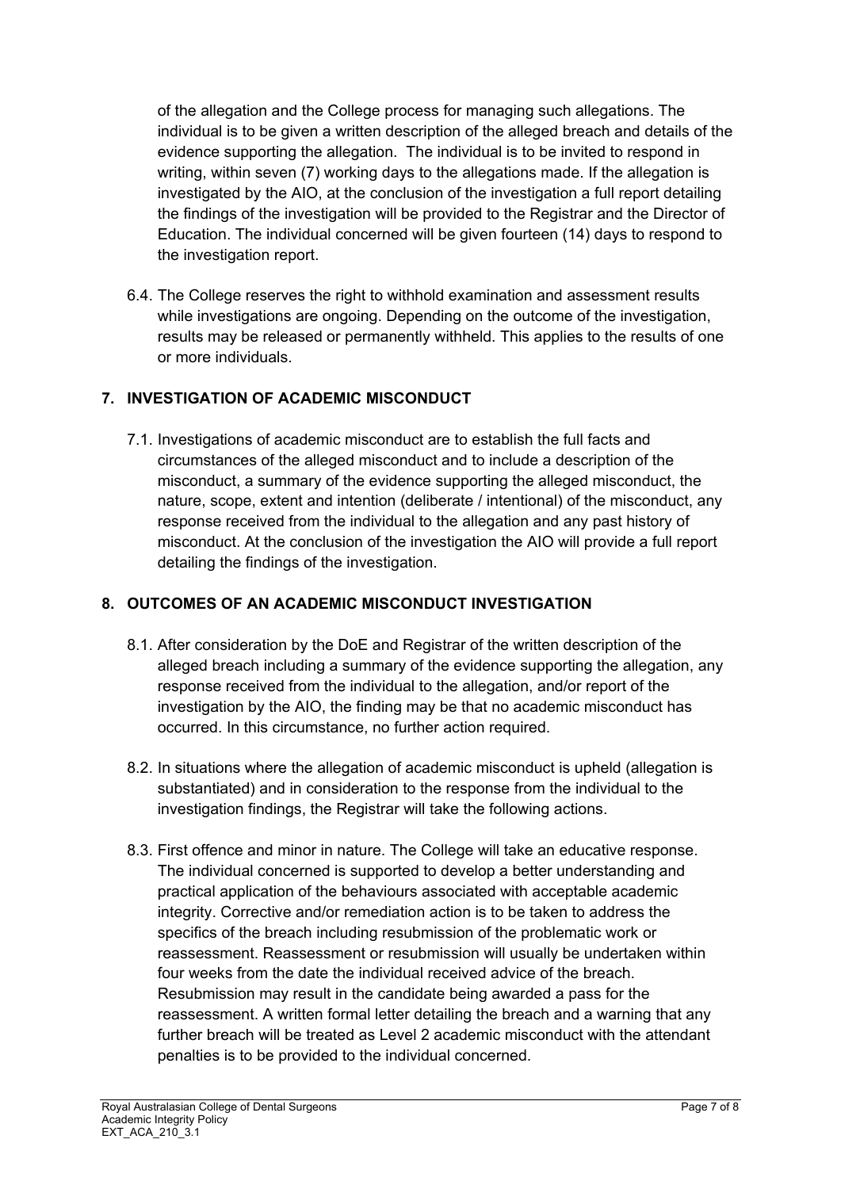of the allegation and the College process for managing such allegations. The individual is to be given a written description of the alleged breach and details of the evidence supporting the allegation. The individual is to be invited to respond in writing, within seven (7) working days to the allegations made. If the allegation is investigated by the AIO, at the conclusion of the investigation a full report detailing the findings of the investigation will be provided to the Registrar and the Director of Education. The individual concerned will be given fourteen (14) days to respond to the investigation report.

6.4. The College reserves the right to withhold examination and assessment results while investigations are ongoing. Depending on the outcome of the investigation, results may be released or permanently withheld. This applies to the results of one or more individuals.

## 7. INVESTIGATION OF ACADEMIC MISCONDUCT

7.1. Investigations of academic misconduct are to establish the full facts and circumstances of the alleged misconduct and to include a description of the misconduct, a summary of the evidence supporting the alleged misconduct, the nature, scope, extent and intention (deliberate / intentional) of the misconduct, any response received from the individual to the allegation and any past history of misconduct. At the conclusion of the investigation the AIO will provide a full report detailing the findings of the investigation.

## 8. OUTCOMES OF AN ACADEMIC MISCONDUCT INVESTIGATION

8.1. After consideration by the DoE and Registrar of the written description of the alleged breach including a summary of the evidence supporting the allegation, any response received from the individual to the allegation, and/or report of the investigation by the AIO, the finding may be that no academic misconduct has occurred. In this circumstance, no further action required.

8.2. In situations where the allegation of academic misconduct is upheld (allegation is substantiated) and in consideration to the response from the individual to the investigation findings, the Registrar will take the following actions.

8.3. First offence and minor in nature. The College will take an educative response. The individual concerned is supported to develop a better understanding and practical application of the behaviours associated with acceptable academic integrity. Corrective and/or remediation action is to be taken to address the specifics of the breach including resubmission of the problematic work or reassessment. Reassessment or resubmission will usually be undertaken within four weeks from the date the individual received advice of the breach. Resubmission may result in the candidate being awarded a pass for the reassessment. A written formal letter detailing the breach and a warning that any further breach will be treated as Level 2 academic misconduct with the attendant penalties is to be provided to the individual concerned.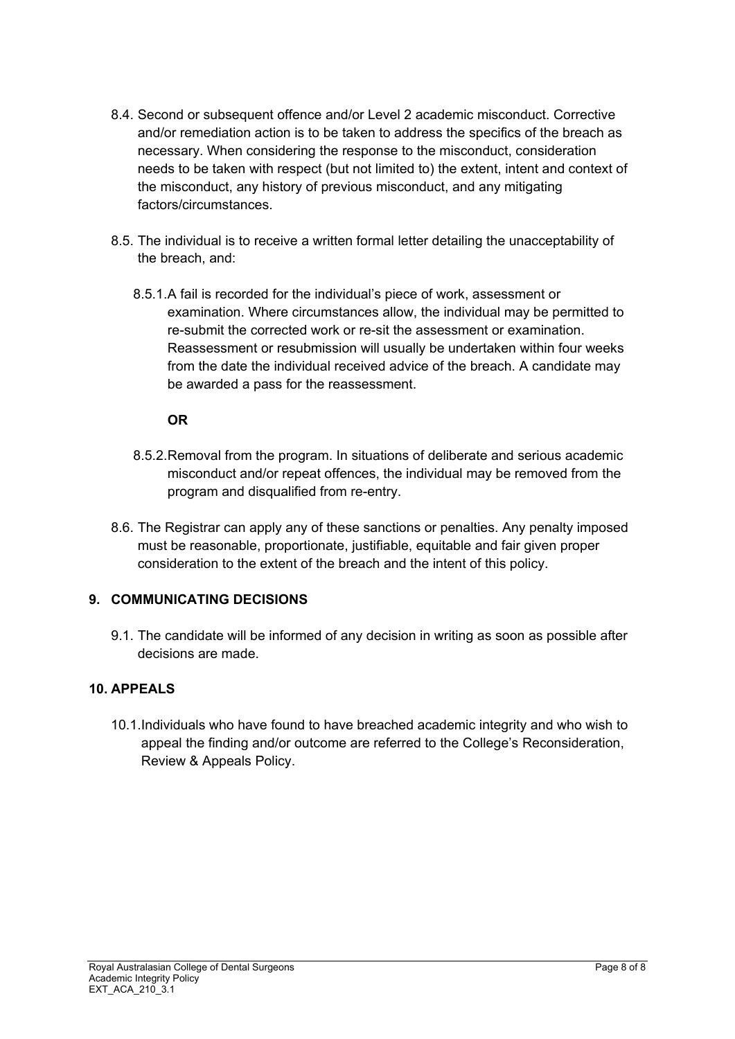8.4. Second or subsequent offence and/or Level 2 academic misconduct. Corrective and/or remediation action is to be taken to address the specifics of the breach as necessary. When considering the response to the misconduct, consideration needs to be taken with respect (but not limited to) the extent, intent and context of the misconduct, any history of previous misconduct, and any mitigating factors/circumstances.

8.5. The individual is to receive a written formal letter detailing the unacceptability of the breach, and:

8.5.1. A fail is recorded for the individual's piece of work, assessment or examination. Where circumstances allow, the individual may be permitted to re-submit the corrected work or re-sit the assessment or examination. Reassessment or resubmission will usually be undertaken within four weeks from the date the individual received advice of the breach. A candidate may be awarded a pass for the reassessment.

**OR**

8.5.2. Removal from the program. In situations of deliberate and serious academic misconduct and/or repeat offences, the individual may be removed from the program and disqualified from re-entry.

8.6. The Registrar can apply any of these sanctions or penalties. Any penalty imposed must be reasonable, proportionate, justifiable, equitable and fair given proper consideration to the extent of the breach and the intent of this policy.

## 9. COMMUNICATING DECISIONS

9.1. The candidate will be informed of any decision in writing as soon as possible after decisions are made.

## 10. APPEALS

10.1. Individuals who have found to have breached academic integrity and who wish to appeal the finding and/or outcome are referred to the College's Reconsideration, Review & Appeals Policy.